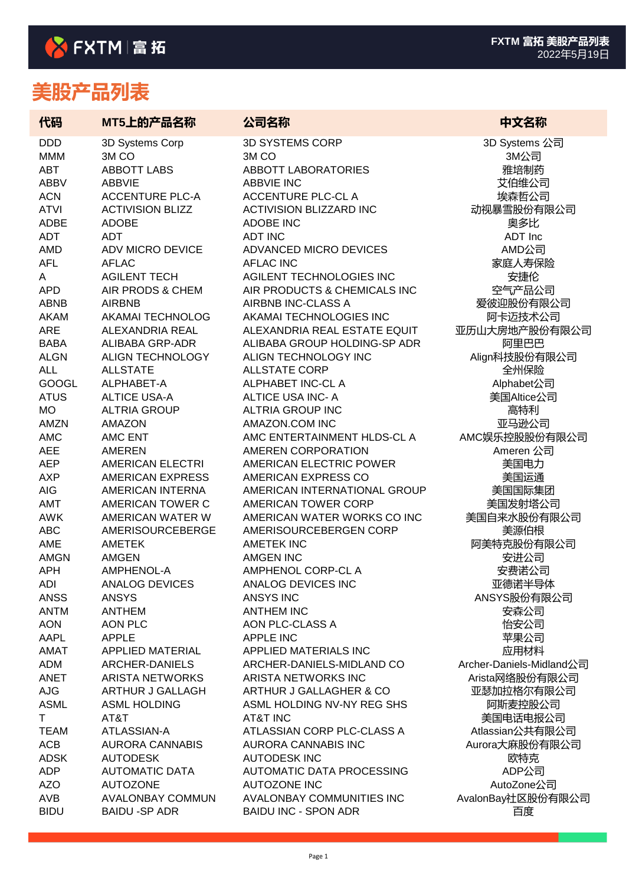# 美股产品列表

| 代码 | MT5上的产品名称 | 公司名称 | 中文名称 |
|---|---|---|---|
| DDD | 3D Systems Corp | 3D SYSTEMS CORP | 3D Systems 公司 |
| MMM | 3M CO | 3M CO | 3M公司 |
| ABT | ABBOTT LABS | ABBOTT LABORATORIES | 雅培制药 |
| ABBV | ABBVIE | ABBVIE INC | 艾伯维公司 |
| ACN | ACCENTURE PLC-A | ACCENTURE PLC-CL A | 埃森哲公司 |
| ATVI | ACTIVISION BLIZZ | ACTIVISION BLIZZARD INC | 动视暴雪股份有限公司 |
| ADBE | ADOBE | ADOBE INC | 奥多比 |
| ADT | ADT | ADT INC | ADT Inc |
| AMD | ADV MICRO DEVICE | ADVANCED MICRO DEVICES | AMD公司 |
| AFL | AFLAC | AFLAC INC | 家庭人寿保险 |
| A | AGILENT TECH | AGILENT TECHNOLOGIES INC | 安捷伦 |
| APD | AIR PRODS & CHEM | AIR PRODUCTS & CHEMICALS INC | 空气产品公司 |
| ABNB | AIRBNB | AIRBNB INC-CLASS A | 爱彼迎股份有限公司 |
| AKAM | AKAMAI TECHNOLOG | AKAMAI TECHNOLOGIES INC | 阿卡迈技术公司 |
| ARE | ALEXANDRIA REAL | ALEXANDRIA REAL ESTATE EQUIT | 亚历山大房地产股份有限公司 |
| BABA | ALIBABA GRP-ADR | ALIBABA GROUP HOLDING-SP ADR | 阿里巴巴 |
| ALGN | ALIGN TECHNOLOGY | ALIGN TECHNOLOGY INC | Align科技股份有限公司 |
| ALL | ALLSTATE | ALLSTATE CORP | 全州保险 |
| GOOGL | ALPHABET-A | ALPHABET INC-CL A | Alphabet公司 |
| ATUS | ALTICE USA-A | ALTICE USA INC- A | 美国Altice公司 |
| MO | ALTRIA GROUP | ALTRIA GROUP INC | 高特利 |
| AMZN | AMAZON | AMAZON.COM INC | 亚马逊公司 |
| AMC | AMC ENT | AMC ENTERTAINMENT HLDS-CL A | AMC娱乐控股股份有限公司 |
| AEE | AMEREN | AMEREN CORPORATION | Ameren 公司 |
| AEP | AMERICAN ELECTRI | AMERICAN ELECTRIC POWER | 美国电力 |
| AXP | AMERICAN EXPRESS | AMERICAN EXPRESS CO | 美国运通 |
| AIG | AMERICAN INTERNA | AMERICAN INTERNATIONAL GROUP | 美国国际集团 |
| AMT | AMERICAN TOWER C | AMERICAN TOWER CORP | 美国发射塔公司 |
| AWK | AMERICAN WATER W | AMERICAN WATER WORKS CO INC | 美国自来水股份有限公司 |
| ABC | AMERISOURCEBERGE | AMERISOURCEBERGEN CORP | 美源伯根 |
| AME | AMETEK | AMETEK INC | 阿美特克股份有限公司 |
| AMGN | AMGEN | AMGEN INC | 安进公司 |
| APH | AMPHENOL-A | AMPHENOL CORP-CL A | 安费诺公司 |
| ADI | ANALOG DEVICES | ANALOG DEVICES INC | 亚德诺半导体 |
| ANSS | ANSYS | ANSYS INC | ANSYS股份有限公司 |
| ANTM | ANTHEM | ANTHEM INC | 安森公司 |
| AON | AON PLC | AON PLC-CLASS A | 怡安公司 |
| AAPL | APPLE | APPLE INC | 苹果公司 |
| AMAT | APPLIED MATERIAL | APPLIED MATERIALS INC | 应用材料 |
| ADM | ARCHER-DANIELS | ARCHER-DANIELS-MIDLAND CO | Archer-Daniels-Midland公司 |
| ANET | ARISTA NETWORKS | ARISTA NETWORKS INC | Arista网络股份有限公司 |
| AJG | ARTHUR J GALLAGH | ARTHUR J GALLAGHER & CO | 亚瑟加拉格尔有限公司 |
| ASML | ASML HOLDING | ASML HOLDING NV-NY REG SHS | 阿斯麦控股公司 |
| T | AT&T | AT&T INC | 美国电话电报公司 |
| TEAM | ATLASSIAN-A | ATLASSIAN CORP PLC-CLASS A | Atlassian公共有限公司 |
| ACB | AURORA CANNABIS | AURORA CANNABIS INC | Aurora大麻股份有限公司 |
| ADSK | AUTODESK | AUTODESK INC | 欧特克 |
| ADP | AUTOMATIC DATA | AUTOMATIC DATA PROCESSING | ADP公司 |
| AZO | AUTOZONE | AUTOZONE INC | AutoZone公司 |
| AVB | AVALONBAY COMMUN | AVALONBAY COMMUNITIES INC | AvalonBay社区股份有限公司 |
| BIDU | BAIDU -SP ADR | BAIDU INC - SPON ADR | 百度 |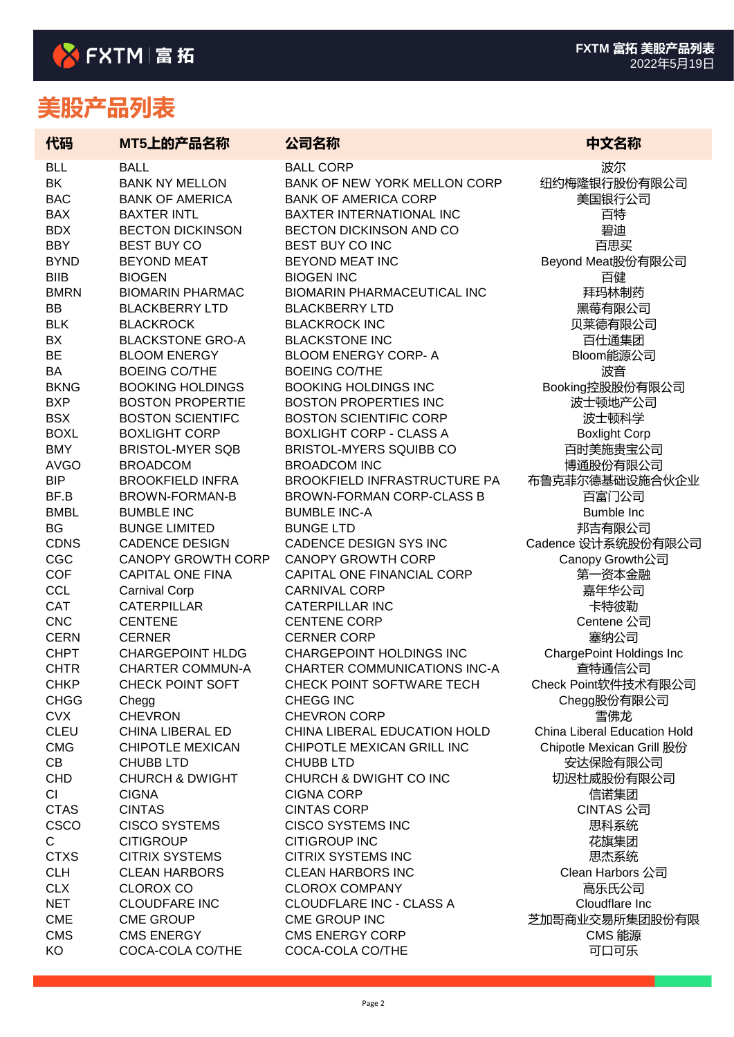# 美股产品列表

| 代码 | MT5上的产品名称 | 公司名称 | 中文名称 |
|---|---|---|---|
| BLL | BALL | BALL CORP | 波尔 |
| BK | BANK NY MELLON | BANK OF NEW YORK MELLON CORP | 纽约梅隆银行股份有限公司 |
| BAC | BANK OF AMERICA | BANK OF AMERICA CORP | 美国银行公司 |
| BAX | BAXTER INTL | BAXTER INTERNATIONAL INC | 百特 |
| BDX | BECTON DICKINSON | BECTON DICKINSON AND CO | 碧迪 |
| BBY | BEST BUY CO | BEST BUY CO INC | 百思买 |
| BYND | BEYOND MEAT | BEYOND MEAT INC | Beyond Meat股份有限公司 |
| BIIB | BIOGEN | BIOGEN INC | 百健 |
| BMRN | BIOMARIN PHARMAC | BIOMARIN PHARMACEUTICAL INC | 拜玛林制药 |
| BB | BLACKBERRY LTD | BLACKBERRY LTD | 黑莓有限公司 |
| BLK | BLACKROCK | BLACKROCK INC | 贝莱德有限公司 |
| BX | BLACKSTONE GRO-A | BLACKSTONE INC | 百仕通集团 |
| BE | BLOOM ENERGY | BLOOM ENERGY CORP- A | Bloom能源公司 |
| BA | BOEING CO/THE | BOEING CO/THE | 波音 |
| BKNG | BOOKING HOLDINGS | BOOKING HOLDINGS INC | Booking控股股份有限公司 |
| BXP | BOSTON PROPERTIE | BOSTON PROPERTIES INC | 波士顿地产公司 |
| BSX | BOSTON SCIENTIFC | BOSTON SCIENTIFIC CORP | 波士顿科学 |
| BOXL | BOXLIGHT CORP | BOXLIGHT CORP - CLASS A | Boxlight Corp |
| BMY | BRISTOL-MYER SQB | BRISTOL-MYERS SQUIBB CO | 百时美施贵宝公司 |
| AVGO | BROADCOM | BROADCOM INC | 博通股份有限公司 |
| BIP | BROOKFIELD INFRA | BROOKFIELD INFRASTRUCTURE PA | 布鲁克菲尔德基础设施合伙企业 |
| BF.B | BROWN-FORMAN-B | BROWN-FORMAN CORP-CLASS B | 百富门公司 |
| BMBL | BUMBLE INC | BUMBLE INC-A | Bumble Inc |
| BG | BUNGE LIMITED | BUNGE LTD | 邦吉有限公司 |
| CDNS | CADENCE DESIGN | CADENCE DESIGN SYS INC | Cadence 设计系统股份有限公司 |
| CGC | CANOPY GROWTH CORP | CANOPY GROWTH CORP | Canopy Growth公司 |
| COF | CAPITAL ONE FINA | CAPITAL ONE FINANCIAL CORP | 第一资本金融 |
| CCL | Carnival Corp | CARNIVAL CORP | 嘉年华公司 |
| CAT | CATERPILLAR | CATERPILLAR INC | 卡特彼勒 |
| CNC | CENTENE | CENTENE CORP | Centene 公司 |
| CERN | CERNER | CERNER CORP | 塞纳公司 |
| CHPT | CHARGEPOINT HLDG | CHARGEPOINT HOLDINGS INC | ChargePoint Holdings Inc |
| CHTR | CHARTER COMMUN-A | CHARTER COMMUNICATIONS INC-A | 查特通信公司 |
| CHKP | CHECK POINT SOFT | CHECK POINT SOFTWARE TECH | Check Point软件技术有限公司 |
| CHGG | Chegg | CHEGG INC | Chegg股份有限公司 |
| CVX | CHEVRON | CHEVRON CORP | 雪佛龙 |
| CLEU | CHINA LIBERAL ED | CHINA LIBERAL EDUCATION HOLD | China Liberal Education Hold |
| CMG | CHIPOTLE MEXICAN | CHIPOTLE MEXICAN GRILL INC | Chipotle Mexican Grill 股份 |
| CB | CHUBB LTD | CHUBB LTD | 安达保险有限公司 |
| CHD | CHURCH & DWIGHT | CHURCH & DWIGHT CO INC | 切迟杜威股份有限公司 |
| CI | CIGNA | CIGNA CORP | 信诺集团 |
| CTAS | CINTAS | CINTAS CORP | CINTAS 公司 |
| CSCO | CISCO SYSTEMS | CISCO SYSTEMS INC | 思科系统 |
| C | CITIGROUP | CITIGROUP INC | 花旗集团 |
| CTXS | CITRIX SYSTEMS | CITRIX SYSTEMS INC | 思杰系统 |
| CLH | CLEAN HARBORS | CLEAN HARBORS INC | Clean Harbors 公司 |
| CLX | CLOROX CO | CLOROX COMPANY | 高乐氏公司 |
| NET | CLOUDFARE INC | CLOUDFLARE INC - CLASS A | Cloudflare Inc |
| CME | CME GROUP | CME GROUP INC | 芝加哥商业交易所集团股份有限 |
| CMS | CMS ENERGY | CMS ENERGY CORP | CMS 能源 |
| KO | COCA-COLA CO/THE | COCA-COLA CO/THE | 可口可乐 |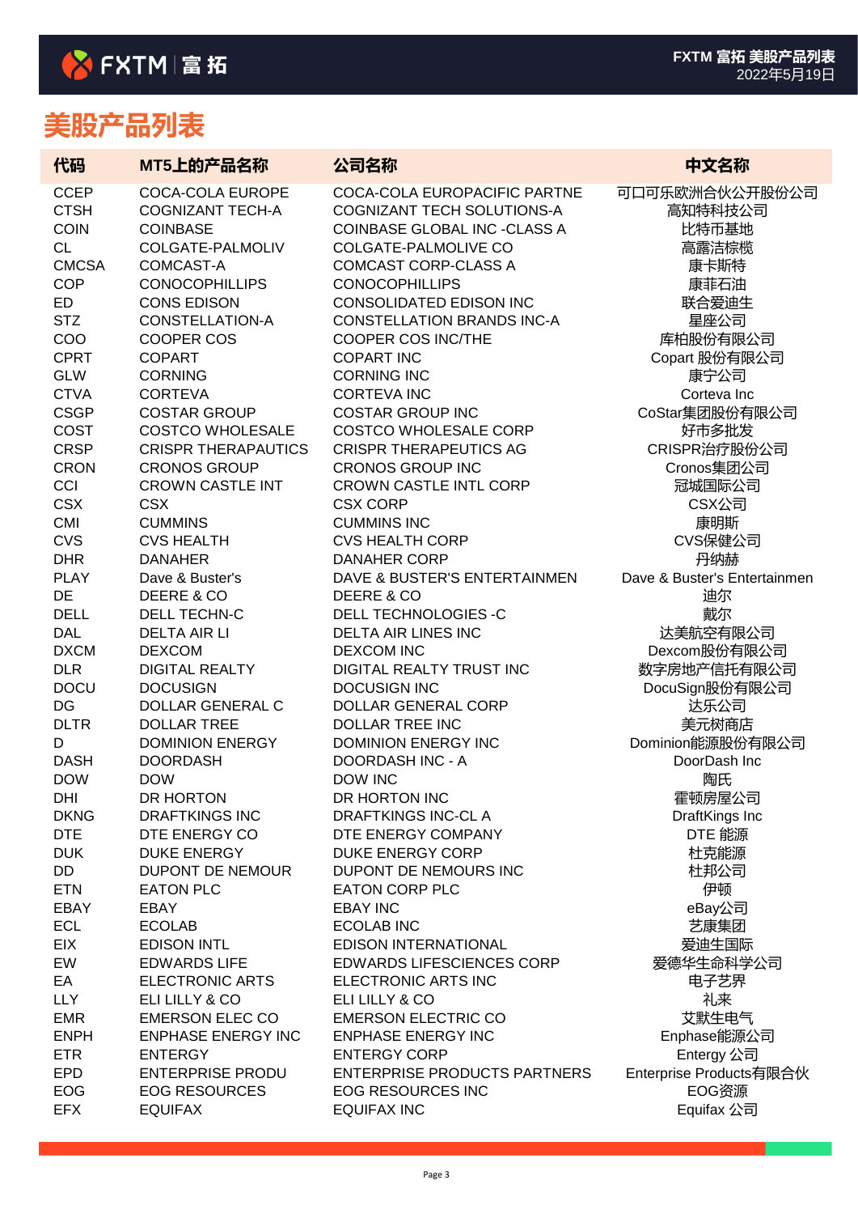# 美股产品列表

| 代码 | MT5上的产品名称 | 公司名称 | 中文名称 |
|---|---|---|---|
| CCEP | COCA-COLA EUROPE | COCA-COLA EUROPACIFIC PARTNE | 可口可乐欧洲合伙公开股份公司 |
| CTSH | COGNIZANT TECH-A | COGNIZANT TECH SOLUTIONS-A | 高知特科技公司 |
| COIN | COINBASE | COINBASE GLOBAL INC -CLASS A | 比特币基地 |
| CL | COLGATE-PALMOLIV | COLGATE-PALMOLIVE CO | 高露洁棕榄 |
| CMCSA | COMCAST-A | COMCAST CORP-CLASS A | 康卡斯特 |
| COP | CONOCOPHILLIPS | CONOCOPHILLIPS | 康菲石油 |
| ED | CONS EDISON | CONSOLIDATED EDISON INC | 联合爱迪生 |
| STZ | CONSTELLATION-A | CONSTELLATION BRANDS INC-A | 星座公司 |
| COO | COOPER COS | COOPER COS INC/THE | 库柏股份有限公司 |
| CPRT | COPART | COPART INC | Copart 股份有限公司 |
| GLW | CORNING | CORNING INC | 康宁公司 |
| CTVA | CORTEVA | CORTEVA INC | Corteva Inc |
| CSGP | COSTAR GROUP | COSTAR GROUP INC | CoStar集团股份有限公司 |
| COST | COSTCO WHOLESALE | COSTCO WHOLESALE CORP | 好市多批发 |
| CRSP | CRISPR THERAPAUTICS | CRISPR THERAPEUTICS AG | CRISPR治疗股份公司 |
| CRON | CRONOS GROUP | CRONOS GROUP INC | Cronos集团公司 |
| CCI | CROWN CASTLE INT | CROWN CASTLE INTL CORP | 冠城国际公司 |
| CSX | CSX | CSX CORP | CSX公司 |
| CMI | CUMMINS | CUMMINS INC | 康明斯 |
| CVS | CVS HEALTH | CVS HEALTH CORP | CVS保健公司 |
| DHR | DANAHER | DANAHER CORP | 丹纳赫 |
| PLAY | Dave & Buster's | DAVE & BUSTER'S ENTERTAINMEN | Dave & Buster's Entertainmen |
| DE | DEERE & CO | DEERE & CO | 迪尔 |
| DELL | DELL TECHN-C | DELL TECHNOLOGIES -C | 戴尔 |
| DAL | DELTA AIR LI | DELTA AIR LINES INC | 达美航空有限公司 |
| DXCM | DEXCOM | DEXCOM INC | Dexcom股份有限公司 |
| DLR | DIGITAL REALTY | DIGITAL REALTY TRUST INC | 数字房地产信托有限公司 |
| DOCU | DOCUSIGN | DOCUSIGN INC | DocuSign股份有限公司 |
| DG | DOLLAR GENERAL C | DOLLAR GENERAL CORP | 达乐公司 |
| DLTR | DOLLAR TREE | DOLLAR TREE INC | 美元树商店 |
| D | DOMINION ENERGY | DOMINION ENERGY INC | Dominion能源股份有限公司 |
| DASH | DOORDASH | DOORDASH INC - A | DoorDash Inc |
| DOW | DOW | DOW INC | 陶氏 |
| DHI | DR HORTON | DR HORTON INC | 霍顿房屋公司 |
| DKNG | DRAFTKINGS INC | DRAFTKINGS INC-CL A | DraftKings Inc |
| DTE | DTE ENERGY CO | DTE ENERGY COMPANY | DTE 能源 |
| DUK | DUKE ENERGY | DUKE ENERGY CORP | 杜克能源 |
| DD | DUPONT DE NEMOUR | DUPONT DE NEMOURS INC | 杜邦公司 |
| ETN | EATON PLC | EATON CORP PLC | 伊顿 |
| EBAY | EBAY | EBAY INC | eBay公司 |
| ECL | ECOLAB | ECOLAB INC | 艺康集团 |
| EIX | EDISON INTL | EDISON INTERNATIONAL | 爱迪生国际 |
| EW | EDWARDS LIFE | EDWARDS LIFESCIENCES CORP | 爱德华生命科学公司 |
| EA | ELECTRONIC ARTS | ELECTRONIC ARTS INC | 电子艺界 |
| LLY | ELI LILLY & CO | ELI LILLY & CO | 礼来 |
| EMR | EMERSON ELEC CO | EMERSON ELECTRIC CO | 艾默生电气 |
| ENPH | ENPHASE ENERGY INC | ENPHASE ENERGY INC | Enphase能源公司 |
| ETR | ENTERGY | ENTERGY CORP | Entergy 公司 |
| EPD | ENTERPRISE PRODU | ENTERPRISE PRODUCTS PARTNERS | Enterprise Products有限合伙 |
| EOG | EOG RESOURCES | EOG RESOURCES INC | EOG资源 |
| EFX | EQUIFAX | EQUIFAX INC | Equifax 公司 |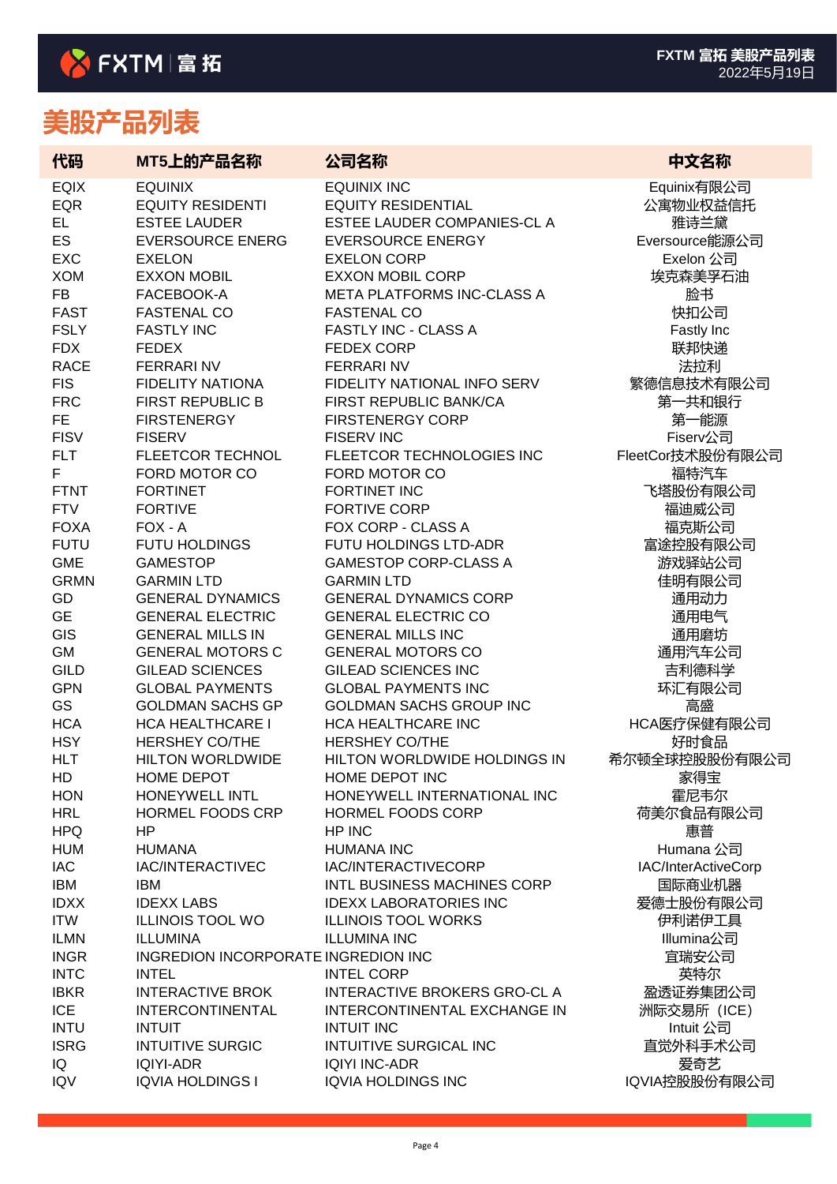# 美股产品列表

| 代码 | MT5上的产品名称 | 公司名称 | 中文名称 |
|---|---|---|---|
| EQIX | EQUINIX | EQUINIX INC | Equinix有限公司 |
| EQR | EQUITY RESIDENTI | EQUITY RESIDENTIAL | 公寓物业权益信托 |
| EL | ESTEE LAUDER | ESTEE LAUDER COMPANIES-CL A | 雅诗兰黛 |
| ES | EVERSOURCE ENERG | EVERSOURCE ENERGY | Eversource能源公司 |
| EXC | EXELON | EXELON CORP | Exelon 公司 |
| XOM | EXXON MOBIL | EXXON MOBIL CORP | 埃克森美孚石油 |
| FB | FACEBOOK-A | META PLATFORMS INC-CLASS A | 脸书 |
| FAST | FASTENAL CO | FASTENAL CO | 快扣公司 |
| FSLY | FASTLY INC | FASTLY INC - CLASS A | Fastly Inc |
| FDX | FEDEX | FEDEX CORP | 联邦快递 |
| RACE | FERRARI NV | FERRARI NV | 法拉利 |
| FIS | FIDELITY NATIONA | FIDELITY NATIONAL INFO SERV | 繁德信息技术有限公司 |
| FRC | FIRST REPUBLIC B | FIRST REPUBLIC BANK/CA | 第一共和银行 |
| FE | FIRSTENERGY | FIRSTENERGY CORP | 第一能源 |
| FISV | FISERV | FISERV INC | Fiserv公司 |
| FLT | FLEETCOR TECHNOL | FLEETCOR TECHNOLOGIES INC | FleetCor技术股份有限公司 |
| F | FORD MOTOR CO | FORD MOTOR CO | 福特汽车 |
| FTNT | FORTINET | FORTINET INC | 飞塔股份有限公司 |
| FTV | FORTIVE | FORTIVE CORP | 福迪威公司 |
| FOXA | FOX - A | FOX CORP - CLASS A | 福克斯公司 |
| FUTU | FUTU HOLDINGS | FUTU HOLDINGS LTD-ADR | 富途控股有限公司 |
| GME | GAMESTOP | GAMESTOP CORP-CLASS A | 游戏驿站公司 |
| GRMN | GARMIN LTD | GARMIN LTD | 佳明有限公司 |
| GD | GENERAL DYNAMICS | GENERAL DYNAMICS CORP | 通用动力 |
| GE | GENERAL ELECTRIC | GENERAL ELECTRIC CO | 通用电气 |
| GIS | GENERAL MILLS IN | GENERAL MILLS INC | 通用磨坊 |
| GM | GENERAL MOTORS C | GENERAL MOTORS CO | 通用汽车公司 |
| GILD | GILEAD SCIENCES | GILEAD SCIENCES INC | 吉利德科学 |
| GPN | GLOBAL PAYMENTS | GLOBAL PAYMENTS INC | 环汇有限公司 |
| GS | GOLDMAN SACHS GP | GOLDMAN SACHS GROUP INC | 高盛 |
| HCA | HCA HEALTHCARE I | HCA HEALTHCARE INC | HCA医疗保健有限公司 |
| HSY | HERSHEY CO/THE | HERSHEY CO/THE | 好时食品 |
| HLT | HILTON WORLDWIDE | HILTON WORLDWIDE HOLDINGS IN | 希尔顿全球控股股份有限公司 |
| HD | HOME DEPOT | HOME DEPOT INC | 家得宝 |
| HON | HONEYWELL INTL | HONEYWELL INTERNATIONAL INC | 霍尼韦尔 |
| HRL | HORMEL FOODS CRP | HORMEL FOODS CORP | 荷美尔食品有限公司 |
| HPQ | HP | HP INC | 惠普 |
| HUM | HUMANA | HUMANA INC | Humana 公司 |
| IAC | IAC/INTERACTIVEC | IAC/INTERACTIVECORP | IAC/InterActiveCorp |
| IBM | IBM | INTL BUSINESS MACHINES CORP | 国际商业机器 |
| IDXX | IDEXX LABS | IDEXX LABORATORIES INC | 爱德士股份有限公司 |
| ITW | ILLINOIS TOOL WO | ILLINOIS TOOL WORKS | 伊利诺伊工具 |
| ILMN | ILLUMINA | ILLUMINA INC | Illumina公司 |
| INGR | INGREDION INCORPORATE | INGREDION INC | 宜瑞安公司 |
| INTC | INTEL | INTEL CORP | 英特尔 |
| IBKR | INTERACTIVE BROK | INTERACTIVE BROKERS GRO-CL A | 盈透证券集团公司 |
| ICE | INTERCONTINENTAL | INTERCONTINENTAL EXCHANGE IN | 洲际交易所（ICE） |
| INTU | INTUIT | INTUIT INC | Intuit 公司 |
| ISRG | INTUITIVE SURGIC | INTUITIVE SURGICAL INC | 直觉外科手术公司 |
| IQ | IQIYI-ADR | IQIYI INC-ADR | 爱奇艺 |
| IQV | IQVIA HOLDINGS I | IQVIA HOLDINGS INC | IQVIA控股股份有限公司 |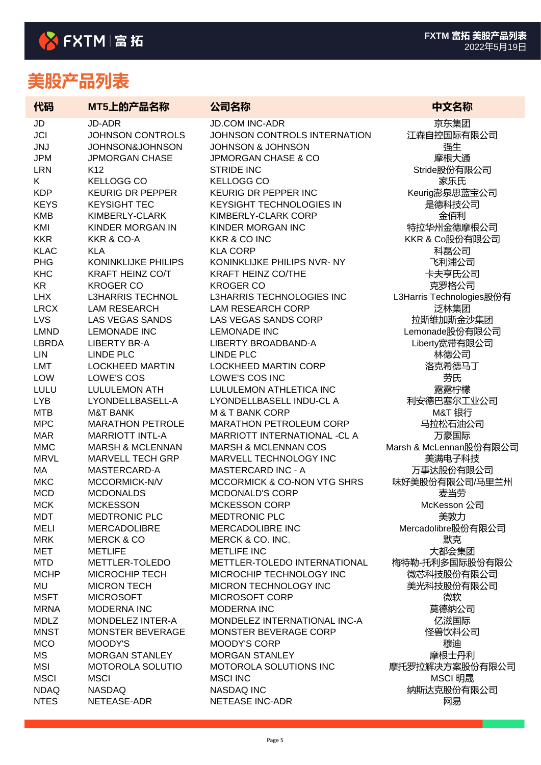# 美股产品列表

| 代码 | MT5上的产品名称 | 公司名称 | 中文名称 |
|---|---|---|---|
| JD | JD-ADR | JD.COM INC-ADR | 京东集团 |
| JCI | JOHNSON CONTROLS | JOHNSON CONTROLS INTERNATION | 江森自控国际有限公司 |
| JNJ | JOHNSON&JOHNSON | JOHNSON & JOHNSON | 强生 |
| JPM | JPMORGAN CHASE | JPMORGAN CHASE & CO | 摩根大通 |
| LRN | K12 | STRIDE INC | Stride股份有限公司 |
| K | KELLOGG CO | KELLOGG CO | 家乐氏 |
| KDP | KEURIG DR PEPPER | KEURIG DR PEPPER INC | Keurig澎泉思蓝宝公司 |
| KEYS | KEYSIGHT TEC | KEYSIGHT TECHNOLOGIES IN | 是德科技公司 |
| KMB | KIMBERLY-CLARK | KIMBERLY-CLARK CORP | 金佰利 |
| KMI | KINDER MORGAN IN | KINDER MORGAN INC | 特拉华州金德摩根公司 |
| KKR | KKR & CO-A | KKR & CO INC | KKR & Co股份有限公司 |
| KLAC | KLA | KLA CORP | 科磊公司 |
| PHG | KONINKLIJKE PHILIPS | KONINKLIJKE PHILIPS NVR- NY | 飞利浦公司 |
| KHC | KRAFT HEINZ CO/T | KRAFT HEINZ CO/THE | 卡夫亨氏公司 |
| KR | KROGER CO | KROGER CO | 克罗格公司 |
| LHX | L3HARRIS TECHNOL | L3HARRIS TECHNOLOGIES INC | L3Harris Technologies股份有 |
| LRCX | LAM RESEARCH | LAM RESEARCH CORP | 泛林集团 |
| LVS | LAS VEGAS SANDS | LAS VEGAS SANDS CORP | 拉斯维加斯金沙集团 |
| LMND | LEMONADE INC | LEMONADE INC | Lemonade股份有限公司 |
| LBRDA | LIBERTY BR-A | LIBERTY BROADBAND-A | Liberty宽带有限公司 |
| LIN | LINDE PLC | LINDE PLC | 林德公司 |
| LMT | LOCKHEED MARTIN | LOCKHEED MARTIN CORP | 洛克希德马丁 |
| LOW | LOWE'S COS | LOWE'S COS INC | 劳氏 |
| LULU | LULULEMON ATH | LULULEMON ATHLETICA INC | 露露柠檬 |
| LYB | LYONDELLBASELL-A | LYONDELLBASELL INDU-CL A | 利安德巴塞尔工业公司 |
| MTB | M&T BANK | M & T BANK CORP | M&T 银行 |
| MPC | MARATHON PETROLE | MARATHON PETROLEUM CORP | 马拉松石油公司 |
| MAR | MARRIOTT INTL-A | MARRIOTT INTERNATIONAL -CL A | 万豪国际 |
| MMC | MARSH & MCLENNAN | MARSH & MCLENNAN COS | Marsh & McLennan股份有限公司 |
| MRVL | MARVELL TECH GRP | MARVELL TECHNOLOGY INC | 美满电子科技 |
| MA | MASTERCARD-A | MASTERCARD INC - A | 万事达股份有限公司 |
| MKC | MCCORMICK-N/V | MCCORMICK & CO-NON VTG SHRS | 味好美股份有限公司/马里兰州 |
| MCD | MCDONALDS | MCDONALD'S CORP | 麦当劳 |
| MCK | MCKESSON | MCKESSON CORP | McKesson 公司 |
| MDT | MEDTRONIC PLC | MEDTRONIC PLC | 美敦力 |
| MELI | MERCADOLIBRE | MERCADOLIBRE INC | Mercadolibre股份有限公司 |
| MRK | MERCK & CO | MERCK & CO. INC. | 默克 |
| MET | METLIFE | METLIFE INC | 大都会集团 |
| MTD | METTLER-TOLEDO | METTLER-TOLEDO INTERNATIONAL | 梅特勒-托利多国际股份有限 |
| MCHP | MICROCHIP TECH | MICROCHIP TECHNOLOGY INC | 微芯科技股份有限公司 |
| MU | MICRON TECH | MICRON TECHNOLOGY INC | 美光科技股份有限公司 |
| MSFT | MICROSOFT | MICROSOFT CORP | 微软 |
| MRNA | MODERNA INC | MODERNA INC | 莫德纳公司 |
| MDLZ | MONDELEZ INTER-A | MONDELEZ INTERNATIONAL INC-A | 亿滋国际 |
| MNST | MONSTER BEVERAGE | MONSTER BEVERAGE CORP | 怪兽饮料公司 |
| MCO | MOODY'S | MOODY'S CORP | 穆迪 |
| MS | MORGAN STANLEY | MORGAN STANLEY | 摩根士丹利 |
| MSI | MOTOROLA SOLUTIO | MOTOROLA SOLUTIONS INC | 摩托罗拉解决方案股份有限公司 |
| MSCI | MSCI | MSCI INC | MSCI 明晟 |
| NDAQ | NASDAQ | NASDAQ INC | 纳斯达克股份有限公司 |
| NTES | NETEASE-ADR | NETEASE INC-ADR | 网易 |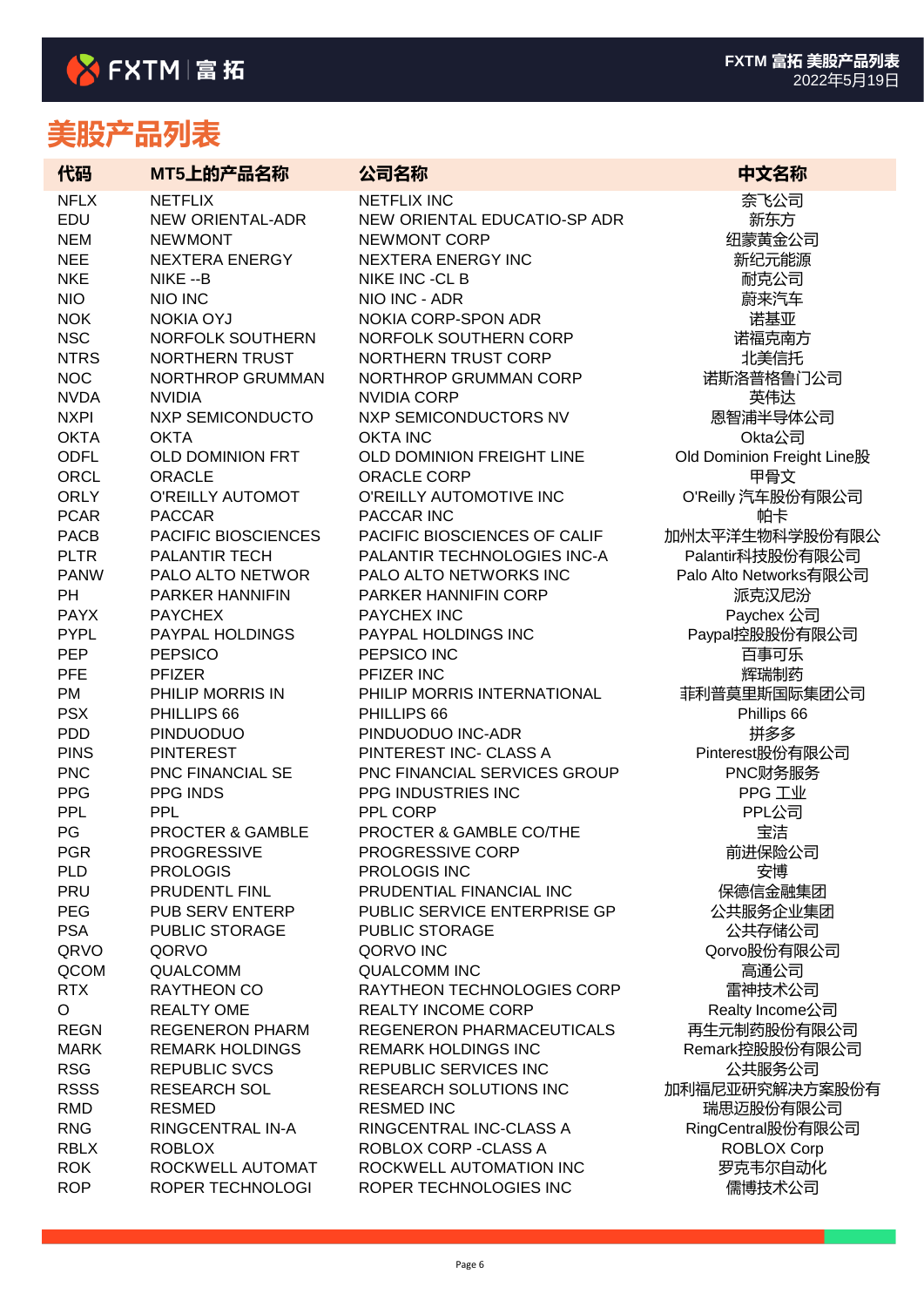# 美股产品列表

| 代码 | MT5上的产品名称 | 公司名称 | 中文名称 |
|---|---|---|---|
| NFLX | NETFLIX | NETFLIX INC | 奈飞公司 |
| EDU | NEW ORIENTAL-ADR | NEW ORIENTAL EDUCATIO-SP ADR | 新东方 |
| NEM | NEWMONT | NEWMONT CORP | 纽蒙黄金公司 |
| NEE | NEXTERA ENERGY | NEXTERA ENERGY INC | 新纪元能源 |
| NKE | NIKE --B | NIKE INC -CL B | 耐克公司 |
| NIO | NIO INC | NIO INC - ADR | 蔚来汽车 |
| NOK | NOKIA OYJ | NOKIA CORP-SPON ADR | 诺基亚 |
| NSC | NORFOLK SOUTHERN | NORFOLK SOUTHERN CORP | 诺福克南方 |
| NTRS | NORTHERN TRUST | NORTHERN TRUST CORP | 北美信托 |
| NOC | NORTHROP GRUMMAN | NORTHROP GRUMMAN CORP | 诺斯洛普格鲁门公司 |
| NVDA | NVIDIA | NVIDIA CORP | 英伟达 |
| NXPI | NXP SEMICONDUCTO | NXP SEMICONDUCTORS NV | 恩智浦半导体公司 |
| OKTA | OKTA | OKTA INC | Okta公司 |
| ODFL | OLD DOMINION FRT | OLD DOMINION FREIGHT LINE | Old Dominion Freight Line股 |
| ORCL | ORACLE | ORACLE CORP | 甲骨文 |
| ORLY | O'REILLY AUTOMOT | O'REILLY AUTOMOTIVE INC | O'Reilly 汽车股份有限公司 |
| PCAR | PACCAR | PACCAR INC | 帕卡 |
| PACB | PACIFIC BIOSCIENCES | PACIFIC BIOSCIENCES OF CALIF | 加州太平洋生物科学股份有限公 |
| PLTR | PALANTIR TECH | PALANTIR TECHNOLOGIES INC-A | Palantir科技股份有限公司 |
| PANW | PALO ALTO NETWOR | PALO ALTO NETWORKS INC | Palo Alto Networks有限公司 |
| PH | PARKER HANNIFIN | PARKER HANNIFIN CORP | 派克汉尼汾 |
| PAYX | PAYCHEX | PAYCHEX INC | Paychex 公司 |
| PYPL | PAYPAL HOLDINGS | PAYPAL HOLDINGS INC | Paypal控股股份有限公司 |
| PEP | PEPSICO | PEPSICO INC | 百事可乐 |
| PFE | PFIZER | PFIZER INC | 辉瑞制药 |
| PM | PHILIP MORRIS IN | PHILIP MORRIS INTERNATIONAL | 菲利普莫里斯国际集团公司 |
| PSX | PHILLIPS 66 | PHILLIPS 66 | Phillips 66 |
| PDD | PINDUODUO | PINDUODUO INC-ADR | 拼多多 |
| PINS | PINTEREST | PINTEREST INC- CLASS A | Pinterest股份有限公司 |
| PNC | PNC FINANCIAL SE | PNC FINANCIAL SERVICES GROUP | PNC财务服务 |
| PPG | PPG INDS | PPG INDUSTRIES INC | PPG 工业 |
| PPL | PPL | PPL CORP | PPL公司 |
| PG | PROCTER & GAMBLE | PROCTER & GAMBLE CO/THE | 宝洁 |
| PGR | PROGRESSIVE | PROGRESSIVE CORP | 前进保险公司 |
| PLD | PROLOGIS | PROLOGIS INC | 安博 |
| PRU | PRUDENTL FINL | PRUDENTIAL FINANCIAL INC | 保德信金融集团 |
| PEG | PUB SERV ENTERP | PUBLIC SERVICE ENTERPRISE GP | 公共服务企业集团 |
| PSA | PUBLIC STORAGE | PUBLIC STORAGE | 公共存储公司 |
| QRVO | QORVO | QORVO INC | Qorvo股份有限公司 |
| QCOM | QUALCOMM | QUALCOMM INC | 高通公司 |
| RTX | RAYTHEON CO | RAYTHEON TECHNOLOGIES CORP | 雷神技术公司 |
| O | REALTY OME | REALTY INCOME CORP | Realty Income公司 |
| REGN | REGENERON PHARM | REGENERON PHARMACEUTICALS | 再生元制药股份有限公司 |
| MARK | REMARK HOLDINGS | REMARK HOLDINGS INC | Remark控股股份有限公司 |
| RSG | REPUBLIC SVCS | REPUBLIC SERVICES INC | 公共服务公司 |
| RSSS | RESEARCH SOL | RESEARCH SOLUTIONS INC | 加利福尼亚研究解决方案股份有 |
| RMD | RESMED | RESMED INC | 瑞思迈股份有限公司 |
| RNG | RINGCENTRAL IN-A | RINGCENTRAL INC-CLASS A | RingCentral股份有限公司 |
| RBLX | ROBLOX | ROBLOX CORP -CLASS A | ROBLOX Corp |
| ROK | ROCKWELL AUTOMAT | ROCKWELL AUTOMATION INC | 罗克韦尔自动化 |
| ROP | ROPER TECHNOLOGI | ROPER TECHNOLOGIES INC | 儒博技术公司 |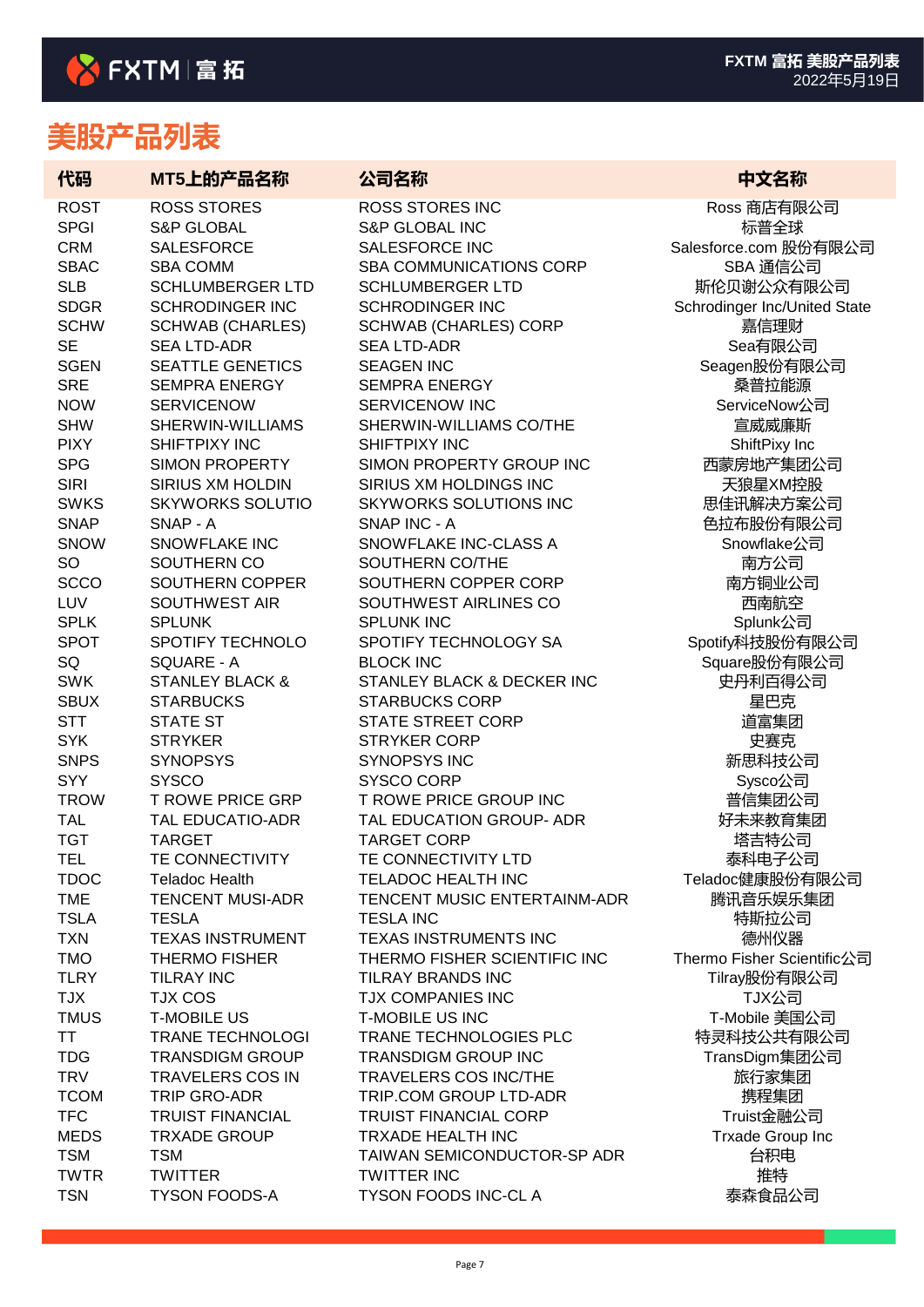# 美股产品列表

| 代码 | MT5上的产品名称 | 公司名称 | 中文名称 |
|---|---|---|---|
| ROST | ROSS STORES | ROSS STORES INC | Ross 商店有限公司 |
| SPGI | S&P GLOBAL | S&P GLOBAL INC | 标普全球 |
| CRM | SALESFORCE | SALESFORCE INC | Salesforce.com 股份有限公司 |
| SBAC | SBA COMM | SBA COMMUNICATIONS CORP | SBA 通信公司 |
| SLB | SCHLUMBERGER LTD | SCHLUMBERGER LTD | 斯伦贝谢公众有限公司 |
| SDGR | SCHRODINGER INC | SCHRODINGER INC | Schrodinger Inc/United State |
| SCHW | SCHWAB (CHARLES) | SCHWAB (CHARLES) CORP | 嘉信理财 |
| SE | SEA LTD-ADR | SEA LTD-ADR | Sea有限公司 |
| SGEN | SEATTLE GENETICS | SEAGEN INC | Seagen股份有限公司 |
| SRE | SEMPRA ENERGY | SEMPRA ENERGY | 桑普拉能源 |
| NOW | SERVICENOW | SERVICENOW INC | ServiceNow公司 |
| SHW | SHERWIN-WILLIAMS | SHERWIN-WILLIAMS CO/THE | 宣威威廉斯 |
| PIXY | SHIFTPIXY INC | SHIFTPIXY INC | ShiftPixy Inc |
| SPG | SIMON PROPERTY | SIMON PROPERTY GROUP INC | 西蒙房地产集团公司 |
| SIRI | SIRIUS XM HOLDIN | SIRIUS XM HOLDINGS INC | 天狼星XM控股 |
| SWKS | SKYWORKS SOLUTIO | SKYWORKS SOLUTIONS INC | 思佳讯解决方案公司 |
| SNAP | SNAP - A | SNAP INC - A | 色拉布股份有限公司 |
| SNOW | SNOWFLAKE INC | SNOWFLAKE INC-CLASS A | Snowflake公司 |
| SO | SOUTHERN CO | SOUTHERN CO/THE | 南方公司 |
| SCCO | SOUTHERN COPPER | SOUTHERN COPPER CORP | 南方铜业公司 |
| LUV | SOUTHWEST AIR | SOUTHWEST AIRLINES CO | 西南航空 |
| SPLK | SPLUNK | SPLUNK INC | Splunk公司 |
| SPOT | SPOTIFY TECHNOLO | SPOTIFY TECHNOLOGY SA | Spotify科技股份有限公司 |
| SQ | SQUARE - A | BLOCK INC | Square股份有限公司 |
| SWK | STANLEY BLACK & | STANLEY BLACK & DECKER INC | 史丹利百得公司 |
| SBUX | STARBUCKS | STARBUCKS CORP | 星巴克 |
| STT | STATE ST | STATE STREET CORP | 道富集团 |
| SYK | STRYKER | STRYKER CORP | 史赛克 |
| SNPS | SYNOPSYS | SYNOPSYS INC | 新思科技公司 |
| SYY | SYSCO | SYSCO CORP | Sysco公司 |
| TROW | T ROWE PRICE GRP | T ROWE PRICE GROUP INC | 普信集团公司 |
| TAL | TAL EDUCATIO-ADR | TAL EDUCATION GROUP- ADR | 好未来教育集团 |
| TGT | TARGET | TARGET CORP | 塔吉特公司 |
| TEL | TE CONNECTIVITY | TE CONNECTIVITY LTD | 泰科电子公司 |
| TDOC | Teladoc Health | TELADOC HEALTH INC | Teladoc健康股份有限公司 |
| TME | TENCENT MUSI-ADR | TENCENT MUSIC ENTERTAINM-ADR | 腾讯音乐娱乐集团 |
| TSLA | TESLA | TESLA INC | 特斯拉公司 |
| TXN | TEXAS INSTRUMENT | TEXAS INSTRUMENTS INC | 德州仪器 |
| TMO | THERMO FISHER | THERMO FISHER SCIENTIFIC INC | Thermo Fisher Scientific公司 |
| TLRY | TILRAY INC | TILRAY BRANDS INC | Tilray股份有限公司 |
| TJX | TJX COS | TJX COMPANIES INC | TJX公司 |
| TMUS | T-MOBILE US | T-MOBILE US INC | T-Mobile 美国公司 |
| TT | TRANE TECHNOLOGI | TRANE TECHNOLOGIES PLC | 特灵科技公共有限公司 |
| TDG | TRANSDIGM GROUP | TRANSDIGM GROUP INC | TransDigm集团公司 |
| TRV | TRAVELERS COS IN | TRAVELERS COS INC/THE | 旅行家集团 |
| TCOM | TRIP GRO-ADR | TRIP.COM GROUP LTD-ADR | 携程集团 |
| TFC | TRUIST FINANCIAL | TRUIST FINANCIAL CORP | Truist金融公司 |
| MEDS | TRXADE GROUP | TRXADE HEALTH INC | Trxade Group Inc |
| TSM | TSM | TAIWAN SEMICONDUCTOR-SP ADR | 台积电 |
| TWTR | TWITTER | TWITTER INC | 推特 |
| TSN | TYSON FOODS-A | TYSON FOODS INC-CL A | 泰森食品公司 |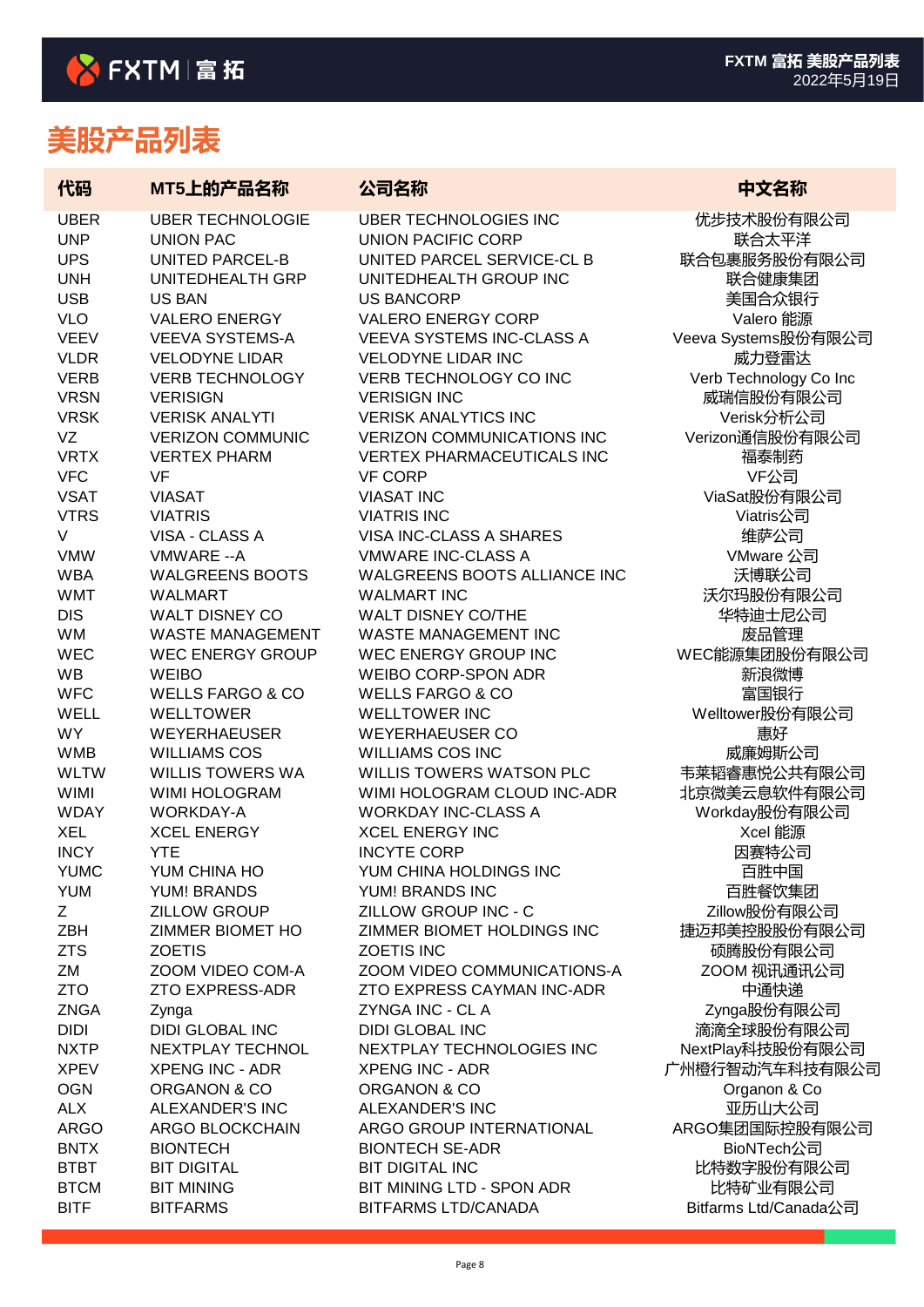# 美股产品列表

| 代码 | MT5上的产品名称 | 公司名称 | 中文名称 |
|---|---|---|---|
| UBER | UBER TECHNOLOGIE | UBER TECHNOLOGIES INC | 优步技术股份有限公司 |
| UNP | UNION PAC | UNION PACIFIC CORP | 联合太平洋 |
| UPS | UNITED PARCEL-B | UNITED PARCEL SERVICE-CL B | 联合包裹服务股份有限公司 |
| UNH | UNITEDHEALTH GRP | UNITEDHEALTH GROUP INC | 联合健康集团 |
| USB | US BAN | US BANCORP | 美国合众银行 |
| VLO | VALERO ENERGY | VALERO ENERGY CORP | Valero 能源 |
| VEEV | VEEVA SYSTEMS-A | VEEVA SYSTEMS INC-CLASS A | Veeva Systems股份有限公司 |
| VLDR | VELODYNE LIDAR | VELODYNE LIDAR INC | 威力登雷达 |
| VERB | VERB TECHNOLOGY | VERB TECHNOLOGY CO INC | Verb Technology Co Inc |
| VRSN | VERISIGN | VERISIGN INC | 威瑞信股份有限公司 |
| VRSK | VERISK ANALYTI | VERISK ANALYTICS INC | Verisk分析公司 |
| VZ | VERIZON COMMUNIC | VERIZON COMMUNICATIONS INC | Verizon通信股份有限公司 |
| VRTX | VERTEX PHARM | VERTEX PHARMACEUTICALS INC | 福泰制药 |
| VFC | VF | VF CORP | VF公司 |
| VSAT | VIASAT | VIASAT INC | ViaSat股份有限公司 |
| VTRS | VIATRIS | VIATRIS INC | Viatris公司 |
| V | VISA - CLASS A | VISA INC-CLASS A SHARES | 维萨公司 |
| VMW | VMWARE --A | VMWARE INC-CLASS A | VMware 公司 |
| WBA | WALGREENS BOOTS | WALGREENS BOOTS ALLIANCE INC | 沃博联公司 |
| WMT | WALMART | WALMART INC | 沃尔玛股份有限公司 |
| DIS | WALT DISNEY CO | WALT DISNEY CO/THE | 华特迪士尼公司 |
| WM | WASTE MANAGEMENT | WASTE MANAGEMENT INC | 废品管理 |
| WEC | WEC ENERGY GROUP | WEC ENERGY GROUP INC | WEC能源集团股份有限公司 |
| WB | WEIBO | WEIBO CORP-SPON ADR | 新浪微博 |
| WFC | WELLS FARGO & CO | WELLS FARGO & CO | 富国银行 |
| WELL | WELLTOWER | WELLTOWER INC | Welltower股份有限公司 |
| WY | WEYERHAEUSER | WEYERHAEUSER CO | 惠好 |
| WMB | WILLIAMS COS | WILLIAMS COS INC | 威廉姆斯公司 |
| WLTW | WILLIS TOWERS WA | WILLIS TOWERS WATSON PLC | 韦莱韬睿惠悦公共有限公司 |
| WIMI | WIMI HOLOGRAM | WIMI HOLOGRAM CLOUD INC-ADR | 北京微美云息软件有限公司 |
| WDAY | WORKDAY-A | WORKDAY INC-CLASS A | Workday股份有限公司 |
| XEL | XCEL ENERGY | XCEL ENERGY INC | Xcel 能源 |
| INCY | YTE | INCYTE CORP | 因赛特公司 |
| YUMC | YUM CHINA HO | YUM CHINA HOLDINGS INC | 百胜中国 |
| YUM | YUM! BRANDS | YUM! BRANDS INC | 百胜餐饮集团 |
| Z | ZILLOW GROUP | ZILLOW GROUP INC - C | Zillow股份有限公司 |
| ZBH | ZIMMER BIOMET HO | ZIMMER BIOMET HOLDINGS INC | 捷迈邦美控股股份有限公司 |
| ZTS | ZOETIS | ZOETIS INC | 硕腾股份有限公司 |
| ZM | ZOOM VIDEO COM-A | ZOOM VIDEO COMMUNICATIONS-A | ZOOM 视讯通讯公司 |
| ZTO | ZTO EXPRESS-ADR | ZTO EXPRESS CAYMAN INC-ADR | 中通快递 |
| ZNGA | Zynga | ZYNGA INC - CL A | Zynga股份有限公司 |
| DIDI | DIDI GLOBAL INC | DIDI GLOBAL INC | 滴滴全球股份有限公司 |
| NXTP | NEXTPLAY TECHNOL | NEXTPLAY TECHNOLOGIES INC | NextPlay科技股份有限公司 |
| XPEV | XPENG INC - ADR | XPENG INC - ADR | 广州橙行智动汽车科技有限公司 |
| OGN | ORGANON & CO | ORGANON & CO | Organon & Co |
| ALX | ALEXANDER'S INC | ALEXANDER'S INC | 亚历山大公司 |
| ARGO | ARGO BLOCKCHAIN | ARGO GROUP INTERNATIONAL | ARGO集团国际控股有限公司 |
| BNTX | BIONTECH | BIONTECH SE-ADR | BioNTech公司 |
| BTBT | BIT DIGITAL | BIT DIGITAL INC | 比特数字股份有限公司 |
| BTCM | BIT MINING | BIT MINING LTD - SPON ADR | 比特矿业有限公司 |
| BITF | BITFARMS | BITFARMS LTD/CANADA | Bitfarms Ltd/Canada公司 |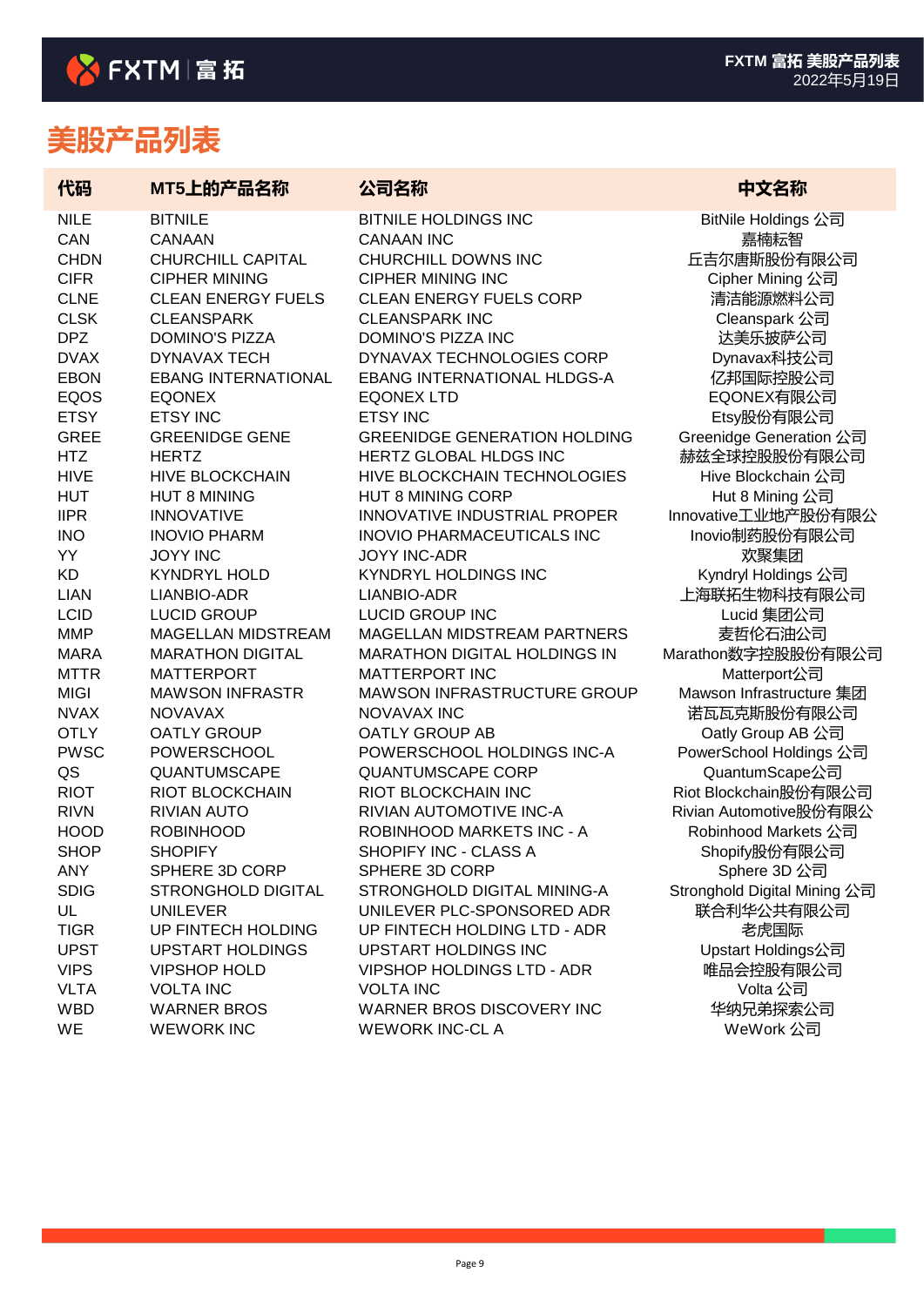# 美股产品列表

| 代码 | MT5上的产品名称 | 公司名称 | 中文名称 |
|---|---|---|---|
| NILE | BITNILE | BITNILE HOLDINGS INC | BitNile Holdings 公司 |
| CAN | CANAAN | CANAAN INC | 嘉楠耘智 |
| CHDN | CHURCHILL CAPITAL | CHURCHILL DOWNS INC | 丘吉尔唐斯股份有限公司 |
| CIFR | CIPHER MINING | CIPHER MINING INC | Cipher Mining 公司 |
| CLNE | CLEAN ENERGY FUELS | CLEAN ENERGY FUELS CORP | 清洁能源燃料公司 |
| CLSK | CLEANSPARK | CLEANSPARK INC | Cleanspark 公司 |
| DPZ | DOMINO'S PIZZA | DOMINO'S PIZZA INC | 达美乐披萨公司 |
| DVAX | DYNAVAX TECH | DYNAVAX TECHNOLOGIES CORP | Dynavax科技公司 |
| EBON | EBANG INTERNATIONAL | EBANG INTERNATIONAL HLDGS-A | 亿邦国际控股公司 |
| EQOS | EQONEX | EQONEX LTD | EQONEX有限公司 |
| ETSY | ETSY INC | ETSY INC | Etsy股份有限公司 |
| GREE | GREENIDGE GENE | GREENIDGE GENERATION HOLDING | Greenidge Generation 公司 |
| HTZ | HERTZ | HERTZ GLOBAL HLDGS INC | 赫兹全球控股股份有限公司 |
| HIVE | HIVE BLOCKCHAIN | HIVE BLOCKCHAIN TECHNOLOGIES | Hive Blockchain 公司 |
| HUT | HUT 8 MINING | HUT 8 MINING CORP | Hut 8 Mining 公司 |
| IIPR | INNOVATIVE | INNOVATIVE INDUSTRIAL PROPER | Innovative工业地产股份有限公 |
| INO | INOVIO PHARM | INOVIO PHARMACEUTICALS INC | Inovio制药股份有限公司 |
| YY | JOYY INC | JOYY INC-ADR | 欢聚集团 |
| KD | KYNDRYL HOLD | KYNDRYL HOLDINGS INC | Kyndryl Holdings 公司 |
| LIAN | LIANBIO-ADR | LIANBIO-ADR | 上海联拓生物科技有限公司 |
| LCID | LUCID GROUP | LUCID GROUP INC | Lucid 集团公司 |
| MMP | MAGELLAN MIDSTREAM | MAGELLAN MIDSTREAM PARTNERS | 麦哲伦石油公司 |
| MARA | MARATHON DIGITAL | MARATHON DIGITAL HOLDINGS IN | Marathon数字控股股份有限公司 |
| MTTR | MATTERPORT | MATTERPORT INC | Matterport公司 |
| MIGI | MAWSON INFRASTR | MAWSON INFRASTRUCTURE GROUP | Mawson Infrastructure 集团 |
| NVAX | NOVAVAX | NOVAVAX INC | 诺瓦瓦克斯股份有限公司 |
| OTLY | OATLY GROUP | OATLY GROUP AB | Oatly Group AB 公司 |
| PWSC | POWERSCHOOL | POWERSCHOOL HOLDINGS INC-A | PowerSchool Holdings 公司 |
| QS | QUANTUMSCAPE | QUANTUMSCAPE CORP | QuantumScape公司 |
| RIOT | RIOT BLOCKCHAIN | RIOT BLOCKCHAIN INC | Riot Blockchain股份有限公司 |
| RIVN | RIVIAN AUTO | RIVIAN AUTOMOTIVE INC-A | Rivian Automotive股份有限公 |
| HOOD | ROBINHOOD | ROBINHOOD MARKETS INC - A | Robinhood Markets 公司 |
| SHOP | SHOPIFY | SHOPIFY INC - CLASS A | Shopify股份有限公司 |
| ANY | SPHERE 3D CORP | SPHERE 3D CORP | Sphere 3D 公司 |
| SDIG | STRONGHOLD DIGITAL | STRONGHOLD DIGITAL MINING-A | Stronghold Digital Mining 公司 |
| UL | UNILEVER | UNILEVER PLC-SPONSORED ADR | 联合利华公共有限公司 |
| TIGR | UP FINTECH HOLDING | UP FINTECH HOLDING LTD - ADR | 老虎国际 |
| UPST | UPSTART HOLDINGS | UPSTART HOLDINGS INC | Upstart Holdings公司 |
| VIPS | VIPSHOP HOLD | VIPSHOP HOLDINGS LTD - ADR | 唯品会控股有限公司 |
| VLTA | VOLTA INC | VOLTA INC | Volta 公司 |
| WBD | WARNER BROS | WARNER BROS DISCOVERY INC | 华纳兄弟探索公司 |
| WE | WEWORK INC | WEWORK INC-CL A | WeWork 公司 |